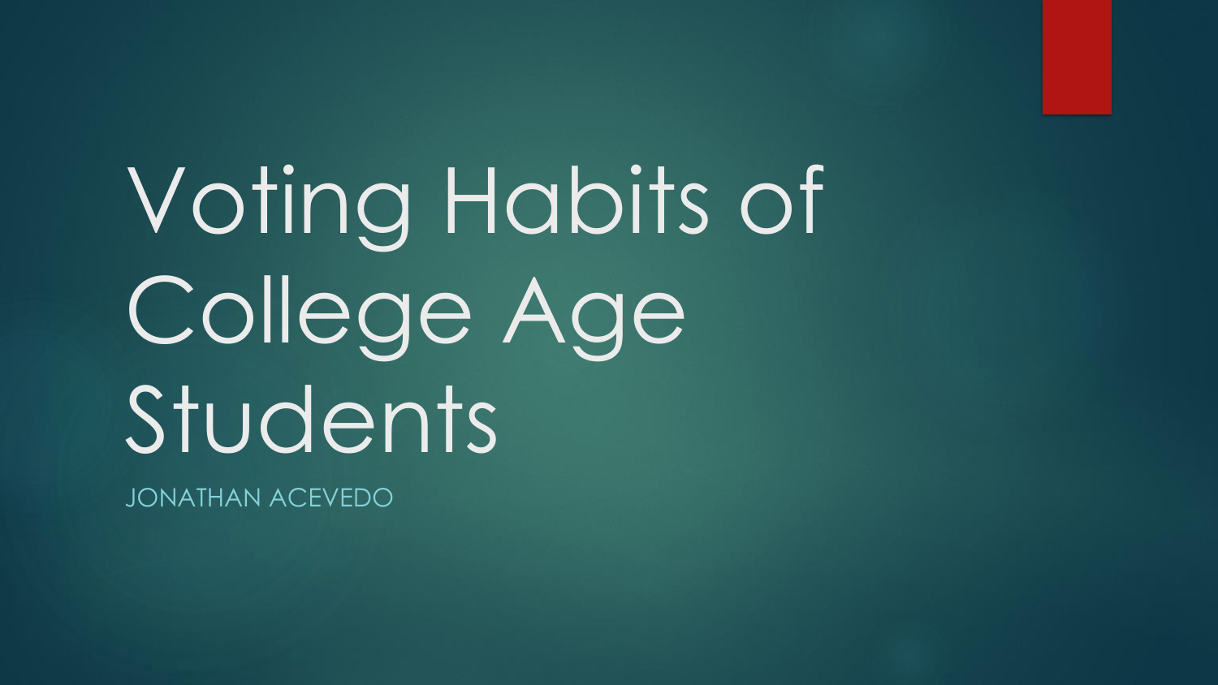# Voting Habits of College Age Students

JONATHAN ACEVEDO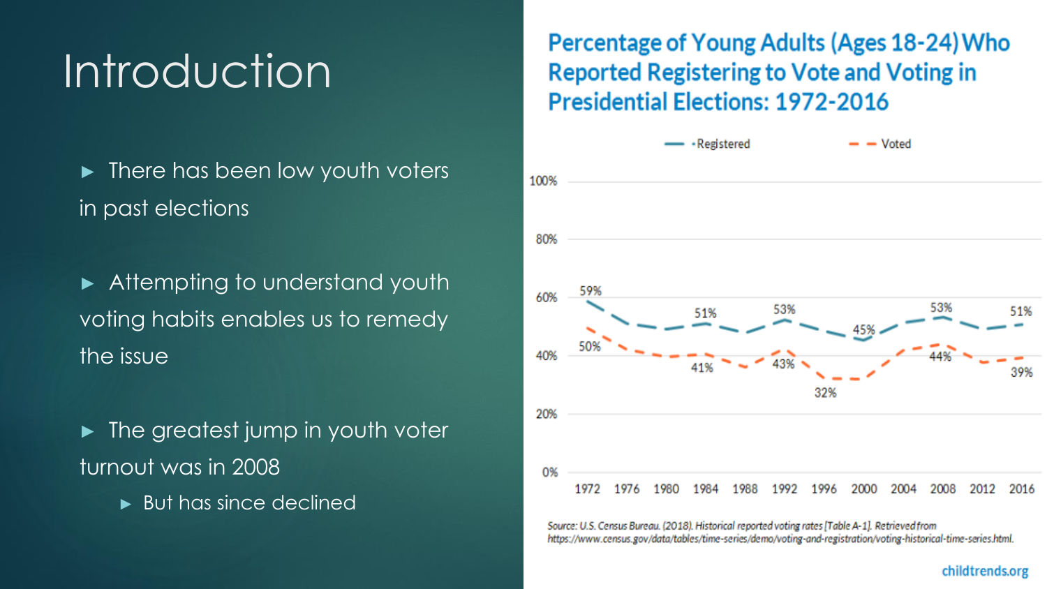# Introduction

- There has been low youth voters in past elections
- Attempting to understand youth voting habits enables us to remedy the issue
- The greatest jump in youth voter turnout was in 2008
  - But has since declined

## Percentage of Young Adults (Ages 18-24) Who Reported Registering to Vote and Voting in Presidential Elections: 1972-2016

Registered — Voted

| Year | Registered | Voted |
|---|---|---|
| 1972 | 59% | 50% |
| 1984 | 51% | 41% |
| 1992 | 53% | 43% |
| 1996 | | 32% |
| 2000 | 45% | |
| 2008 | 53% | 44% |
| 2016 | 51% | 39% |

Source: U.S. Census Bureau. (2018). Historical reported voting rates [Table A-1]. Retrieved from https://www.census.gov/data/tables/time-series/demo/voting-and-registration/voting-historical-time-series.html.

childtrends.org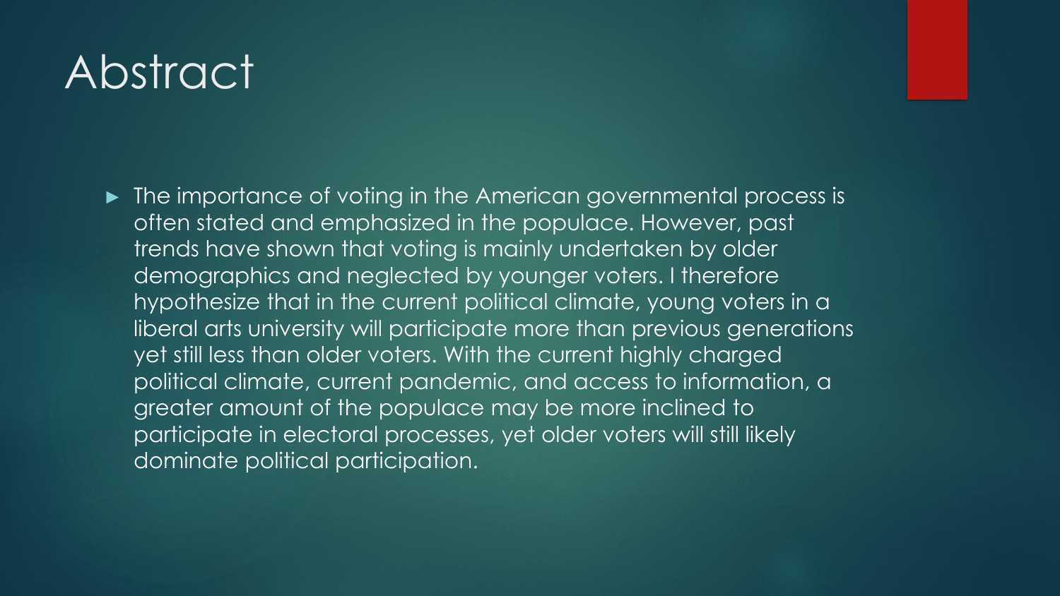# Abstract

- The importance of voting in the American governmental process is often stated and emphasized in the populace. However, past trends have shown that voting is mainly undertaken by older demographics and neglected by younger voters. I therefore hypothesize that in the current political climate, young voters in a liberal arts university will participate more than previous generations yet still less than older voters. With the current highly charged political climate, current pandemic, and access to information, a greater amount of the populace may be more inclined to participate in electoral processes, yet older voters will still likely dominate political participation.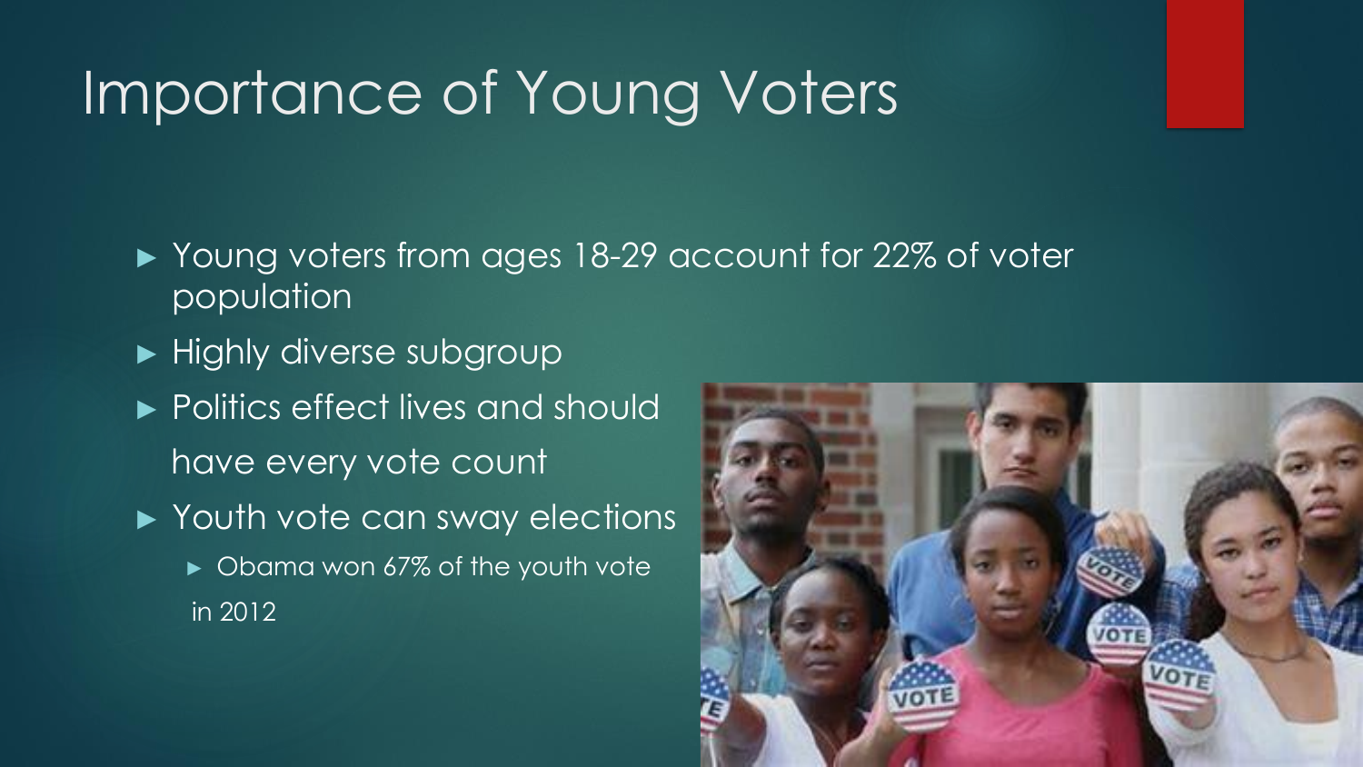# Importance of Young Voters

- Young voters from ages 18-29 account for 22% of voter population
- Highly diverse subgroup
- Politics effect lives and should have every vote count
- Youth vote can sway elections
  - Obama won 67% of the youth vote in 2012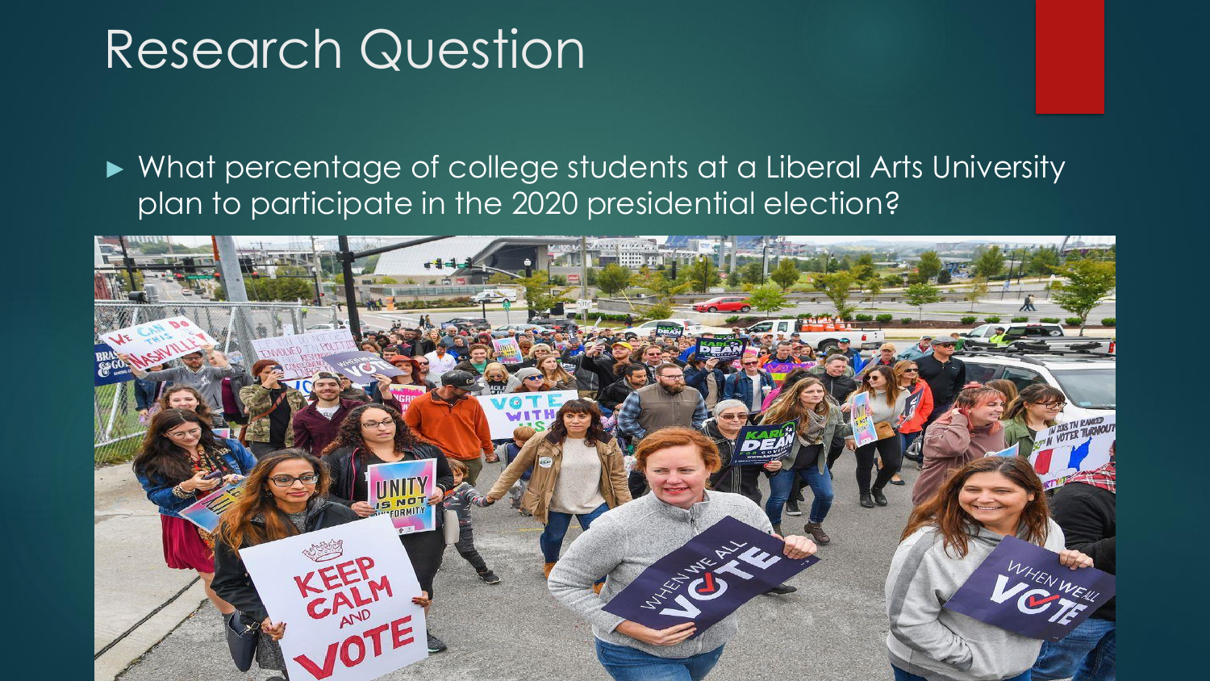# Research Question

- What percentage of college students at a Liberal Arts University plan to participate in the 2020 presidential election?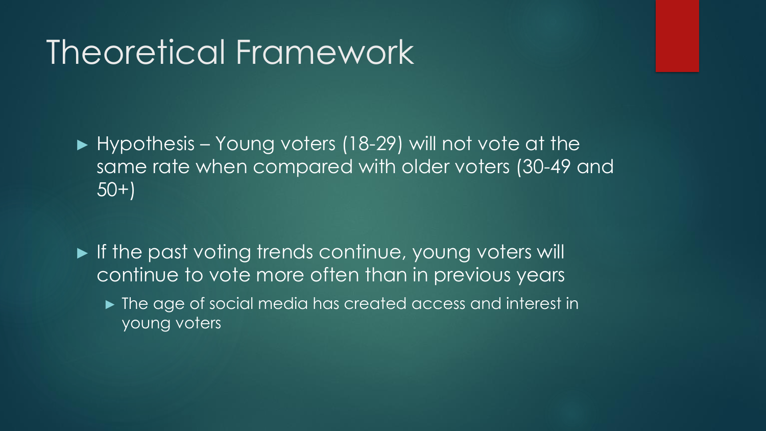# Theoretical Framework

- Hypothesis – Young voters (18-29) will not vote at the same rate when compared with older voters (30-49 and 50+)

- If the past voting trends continue, young voters will continue to vote more often than in previous years
  - The age of social media has created access and interest in young voters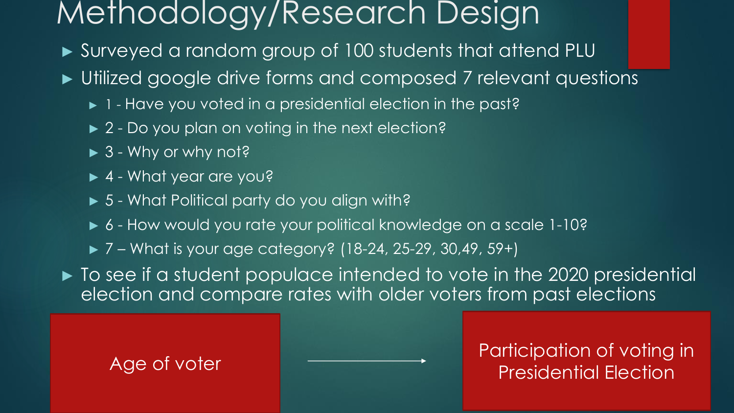# Methodology/Research Design

- Surveyed a random group of 100 students that attend PLU
- Utilized google drive forms and composed 7 relevant questions
  - 1 - Have you voted in a presidential election in the past?
  - 2 - Do you plan on voting in the next election?
  - 3 - Why or why not?
  - 4 - What year are you?
  - 5 - What Political party do you align with?
  - 6 - How would you rate your political knowledge on a scale 1-10?
  - 7 – What is your age category? (18-24, 25-29, 30,49, 59+)
- To see if a student populace intended to vote in the 2020 presidential election and compare rates with older voters from past elections

Age of voter → Participation of voting in Presidential Election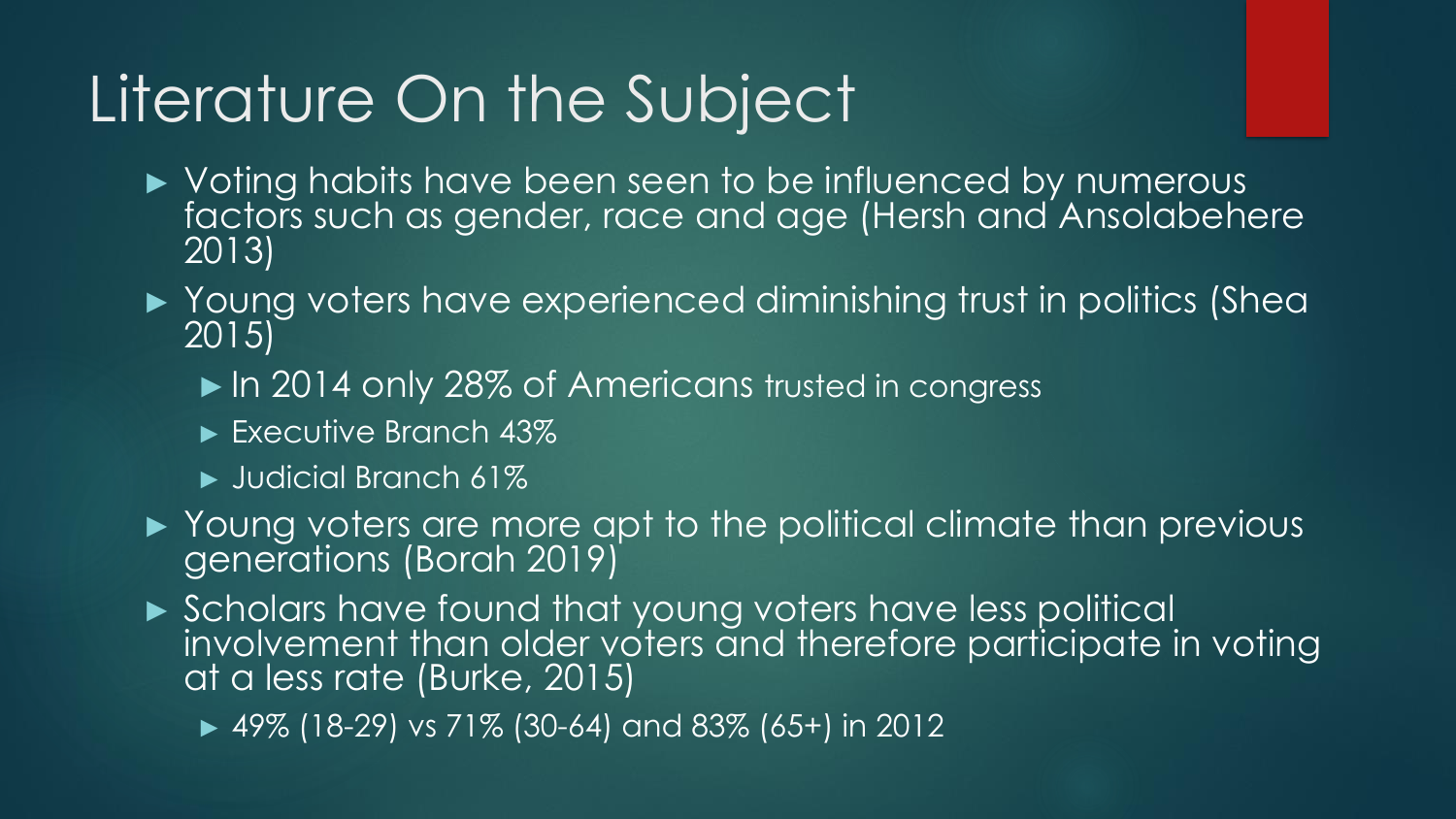# Literature On the Subject

- Voting habits have been seen to be influenced by numerous factors such as gender, race and age (Hersh and Ansolabehere 2013)
- Young voters have experienced diminishing trust in politics (Shea 2015)
  - In 2014 only 28% of Americans trusted in congress
  - Executive Branch 43%
  - Judicial Branch 61%
- Young voters are more apt to the political climate than previous generations (Borah 2019)
- Scholars have found that young voters have less political involvement than older voters and therefore participate in voting at a less rate (Burke, 2015)
  - 49% (18-29) vs 71% (30-64) and 83% (65+) in 2012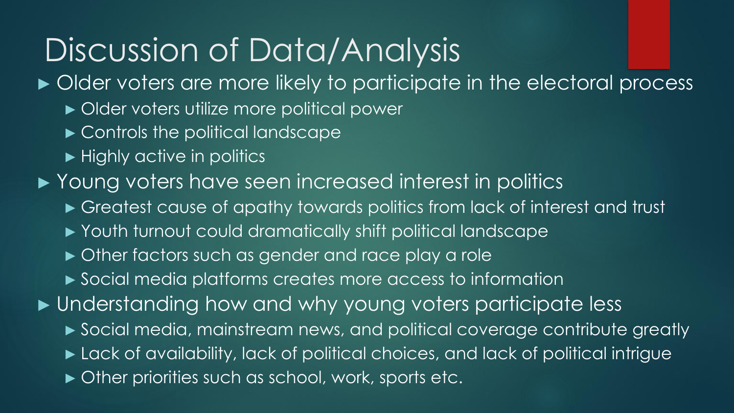# Discussion of Data/Analysis

- Older voters are more likely to participate in the electoral process
  - Older voters utilize more political power
  - Controls the political landscape
  - Highly active in politics
- Young voters have seen increased interest in politics
  - Greatest cause of apathy towards politics from lack of interest and trust
  - Youth turnout could dramatically shift political landscape
  - Other factors such as gender and race play a role
  - Social media platforms creates more access to information
- Understanding how and why young voters participate less
  - Social media, mainstream news, and political coverage contribute greatly
  - Lack of availability, lack of political choices, and lack of political intrigue
  - Other priorities such as school, work, sports etc.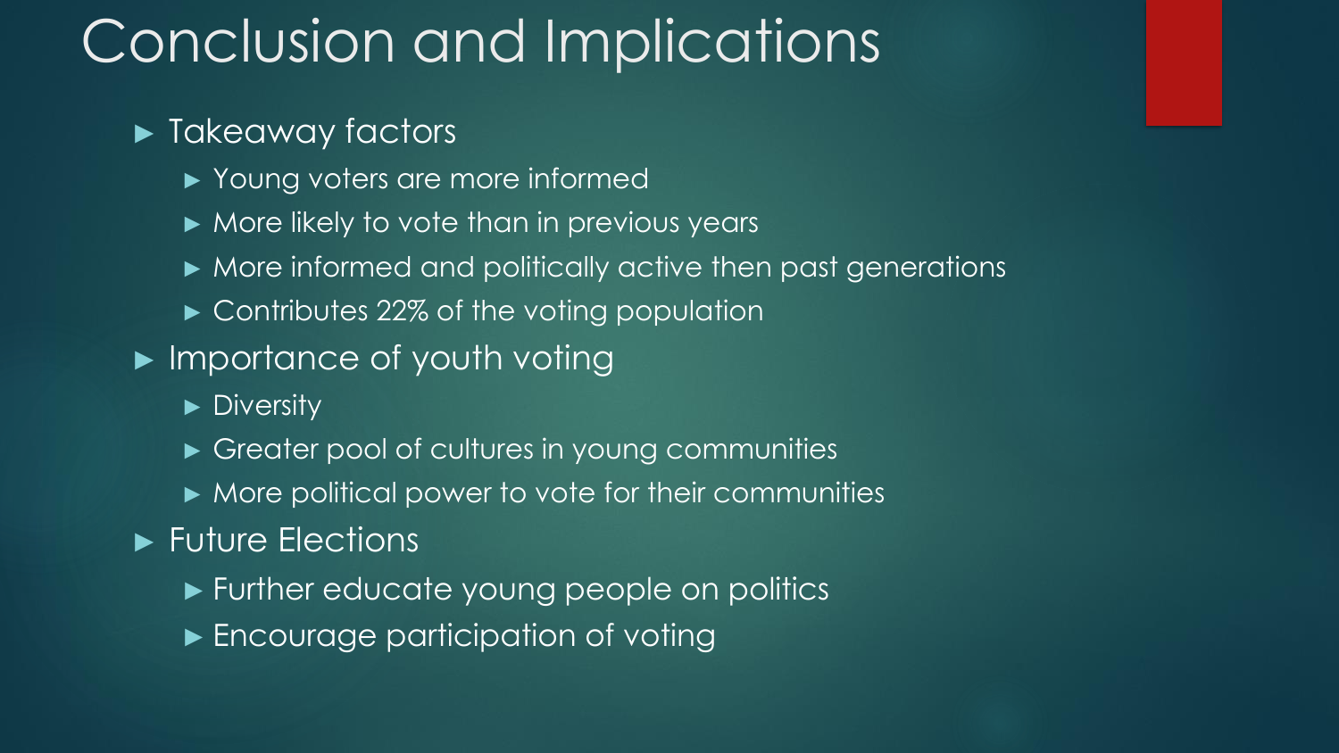# Conclusion and Implications

- Takeaway factors
  - Young voters are more informed
  - More likely to vote than in previous years
  - More informed and politically active then past generations
  - Contributes 22% of the voting population
- Importance of youth voting
  - Diversity
  - Greater pool of cultures in young communities
  - More political power to vote for their communities
- Future Elections
  - Further educate young people on politics
  - Encourage participation of voting